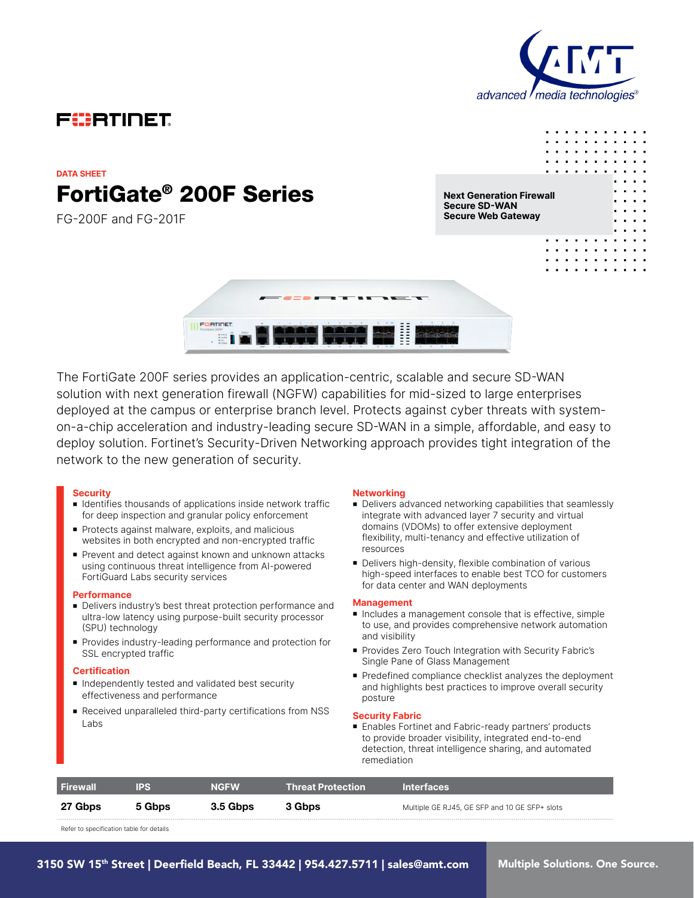DATA SHEET

# FortiGate® 200F Series

FG-200F and FG-201F

**Next Generation Firewall**
**Secure SD-WAN**
**Secure Web Gateway**

The FortiGate 200F series provides an application-centric, scalable and secure SD-WAN solution with next generation firewall (NGFW) capabilities for mid-sized to large enterprises deployed at the campus or enterprise branch level. Protects against cyber threats with system-on-a-chip acceleration and industry-leading secure SD-WAN in a simple, affordable, and easy to deploy solution. Fortinet's Security-Driven Networking approach provides tight integration of the network to the new generation of security.

### Security

- Identifies thousands of applications inside network traffic for deep inspection and granular policy enforcement
- Protects against malware, exploits, and malicious websites in both encrypted and non-encrypted traffic
- Prevent and detect against known and unknown attacks using continuous threat intelligence from AI-powered FortiGuard Labs security services

### Performance

- Delivers industry's best threat protection performance and ultra-low latency using purpose-built security processor (SPU) technology
- Provides industry-leading performance and protection for SSL encrypted traffic

### Certification

- Independently tested and validated best security effectiveness and performance
- Received unparalleled third-party certifications from NSS Labs

### Networking

- Delivers advanced networking capabilities that seamlessly integrate with advanced layer 7 security and virtual domains (VDOMs) to offer extensive deployment flexibility, multi-tenancy and effective utilization of resources
- Delivers high-density, flexible combination of various high-speed interfaces to enable best TCO for customers for data center and WAN deployments

### Management

- Includes a management console that is effective, simple to use, and provides comprehensive network automation and visibility
- Provides Zero Touch Integration with Security Fabric's Single Pane of Glass Management
- Predefined compliance checklist analyzes the deployment and highlights best practices to improve overall security posture

### Security Fabric

- Enables Fortinet and Fabric-ready partners' products to provide broader visibility, integrated end-to-end detection, threat intelligence sharing, and automated remediation

| Firewall | IPS | NGFW | Threat Protection | Interfaces |
|---|---|---|---|---|
| **27 Gbps** | **5 Gbps** | **3.5 Gbps** | **3 Gbps** | Multiple GE RJ45, GE SFP and 10 GE SFP+ slots |

Refer to specification table for details

3150 SW 15th Street | Deerfield Beach, FL 33442 | 954.427.5711 | sales@amt.com — Multiple Solutions. One Source.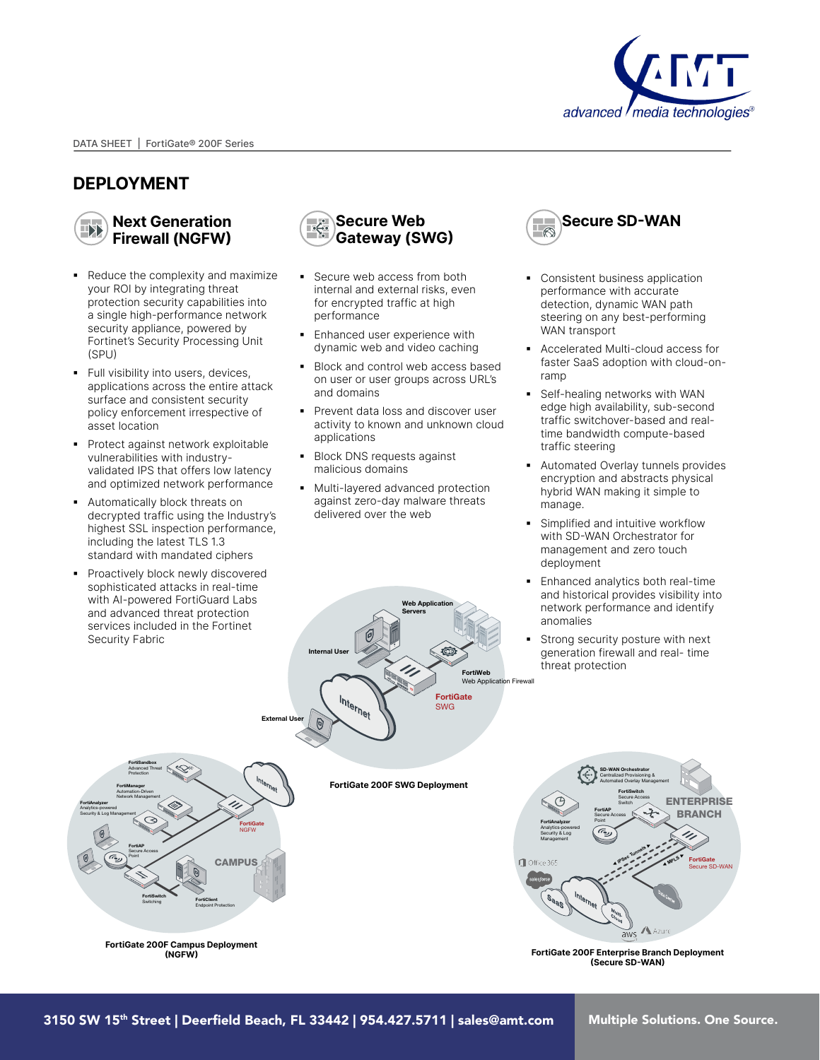## DEPLOYMENT

### Next Generation Firewall (NGFW)

- Reduce the complexity and maximize your ROI by integrating threat protection security capabilities into a single high-performance network security appliance, powered by Fortinet's Security Processing Unit (SPU)
- Full visibility into users, devices, applications across the entire attack surface and consistent security policy enforcement irrespective of asset location
- Protect against network exploitable vulnerabilities with industry-validated IPS that offers low latency and optimized network performance
- Automatically block threats on decrypted traffic using the Industry's highest SSL inspection performance, including the latest TLS 1.3 standard with mandated ciphers
- Proactively block newly discovered sophisticated attacks in real-time with AI-powered FortiGuard Labs and advanced threat protection services included in the Fortinet Security Fabric

### Secure Web Gateway (SWG)

- Secure web access from both internal and external risks, even for encrypted traffic at high performance
- Enhanced user experience with dynamic web and video caching
- Block and control web access based on user or user groups across URL's and domains
- Prevent data loss and discover user activity to known and unknown cloud applications
- Block DNS requests against malicious domains
- Multi-layered advanced protection against zero-day malware threats delivered over the web

### Secure SD-WAN

- Consistent business application performance with accurate detection, dynamic WAN path steering on any best-performing WAN transport
- Accelerated Multi-cloud access for faster SaaS adoption with cloud-on-ramp
- Self-healing networks with WAN edge high availability, sub-second traffic switchover-based and real-time bandwidth compute-based traffic steering
- Automated Overlay tunnels provides encryption and abstracts physical hybrid WAN making it simple to manage.
- Simplified and intuitive workflow with SD-WAN Orchestrator for management and zero touch deployment
- Enhanced analytics both real-time and historical provides visibility into network performance and identify anomalies
- Strong security posture with next generation firewall and real- time threat protection

FortiGate 200F SWG Deployment

FortiGate 200F Campus Deployment (NGFW)

FortiGate 200F Enterprise Branch Deployment (Secure SD-WAN)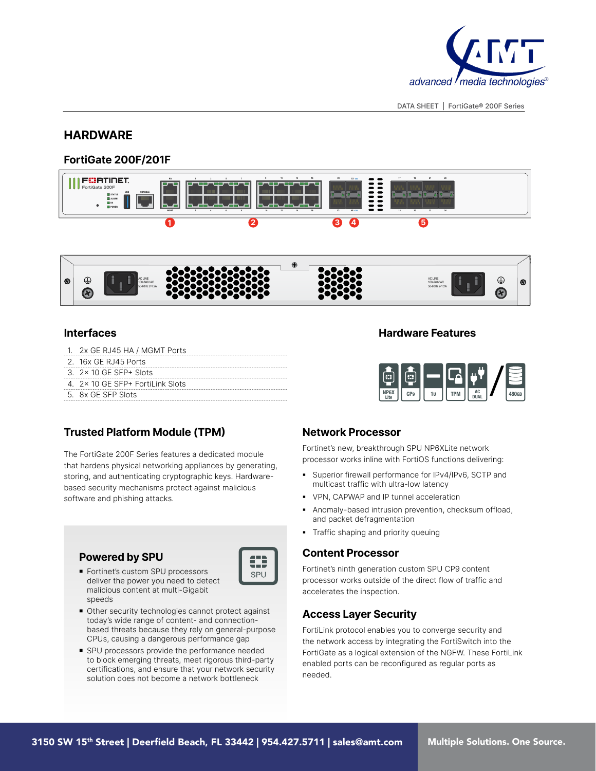## HARDWARE

### FortiGate 200F/201F

### Interfaces

1. 2x GE RJ45 HA / MGMT Ports
2. 16x GE RJ45 Ports
3. 2× 10 GE SFP+ Slots
4. 2× 10 GE SFP+ FortiLink Slots
5. 8x GE SFP Slots

### Hardware Features

NP6X Lite | CP9 | 1U | TPM | AC DUAL / 480GB

### Trusted Platform Module (TPM)

The FortiGate 200F Series features a dedicated module that hardens physical networking appliances by generating, storing, and authenticating cryptographic keys. Hardware-based security mechanisms protect against malicious software and phishing attacks.

### Powered by SPU

- Fortinet's custom SPU processors deliver the power you need to detect malicious content at multi-Gigabit speeds
- Other security technologies cannot protect against today's wide range of content- and connection-based threats because they rely on general-purpose CPUs, causing a dangerous performance gap
- SPU processors provide the performance needed to block emerging threats, meet rigorous third-party certifications, and ensure that your network security solution does not become a network bottleneck

### Network Processor

Fortinet's new, breakthrough SPU NP6XLite network processor works inline with FortiOS functions delivering:

- Superior firewall performance for IPv4/IPv6, SCTP and multicast traffic with ultra-low latency
- VPN, CAPWAP and IP tunnel acceleration
- Anomaly-based intrusion prevention, checksum offload, and packet defragmentation
- Traffic shaping and priority queuing

### Content Processor

Fortinet's ninth generation custom SPU CP9 content processor works outside of the direct flow of traffic and accelerates the inspection.

### Access Layer Security

FortiLink protocol enables you to converge security and the network access by integrating the FortiSwitch into the FortiGate as a logical extension of the NGFW. These FortiLink enabled ports can be reconfigured as regular ports as needed.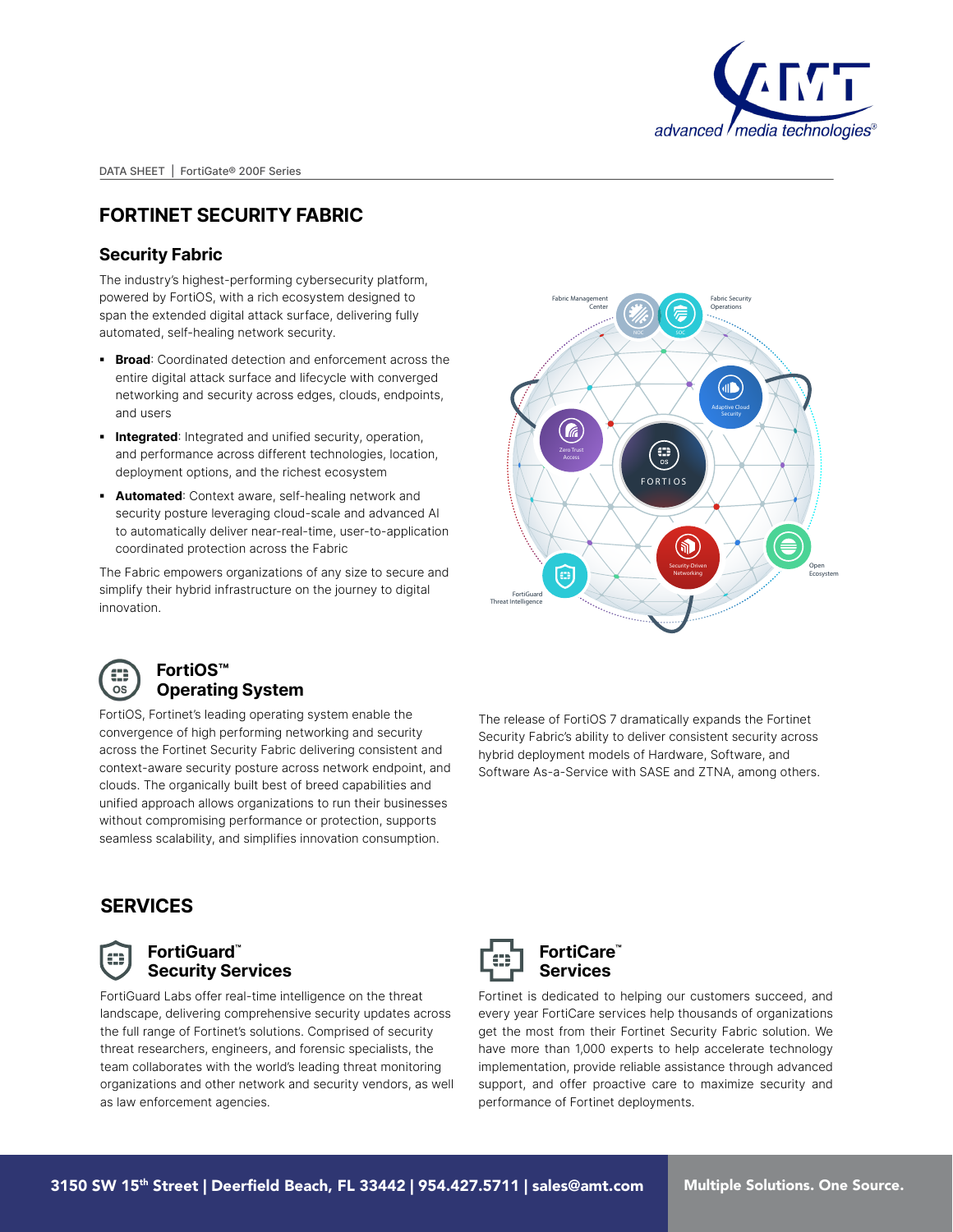# FORTINET SECURITY FABRIC

## Security Fabric

The industry's highest-performing cybersecurity platform, powered by FortiOS, with a rich ecosystem designed to span the extended digital attack surface, delivering fully automated, self-healing network security.

- **Broad**: Coordinated detection and enforcement across the entire digital attack surface and lifecycle with converged networking and security across edges, clouds, endpoints, and users
- **Integrated**: Integrated and unified security, operation, and performance across different technologies, location, deployment options, and the richest ecosystem
- **Automated**: Context aware, self-healing network and security posture leveraging cloud-scale and advanced AI to automatically deliver near-real-time, user-to-application coordinated protection across the Fabric

The Fabric empowers organizations of any size to secure and simplify their hybrid infrastructure on the journey to digital innovation.

## FortiOS™ Operating System

FortiOS, Fortinet's leading operating system enable the convergence of high performing networking and security across the Fortinet Security Fabric delivering consistent and context-aware security posture across network endpoint, and clouds. The organically built best of breed capabilities and unified approach allows organizations to run their businesses without compromising performance or protection, supports seamless scalability, and simplifies innovation consumption.

The release of FortiOS 7 dramatically expands the Fortinet Security Fabric's ability to deliver consistent security across hybrid deployment models of Hardware, Software, and Software As-a-Service with SASE and ZTNA, among others.

# SERVICES

## FortiGuard™ Security Services

FortiGuard Labs offer real-time intelligence on the threat landscape, delivering comprehensive security updates across the full range of Fortinet's solutions. Comprised of security threat researchers, engineers, and forensic specialists, the team collaborates with the world's leading threat monitoring organizations and other network and security vendors, as well as law enforcement agencies.

## FortiCare™ Services

Fortinet is dedicated to helping our customers succeed, and every year FortiCare services help thousands of organizations get the most from their Fortinet Security Fabric solution. We have more than 1,000 experts to help accelerate technology implementation, provide reliable assistance through advanced support, and offer proactive care to maximize security and performance of Fortinet deployments.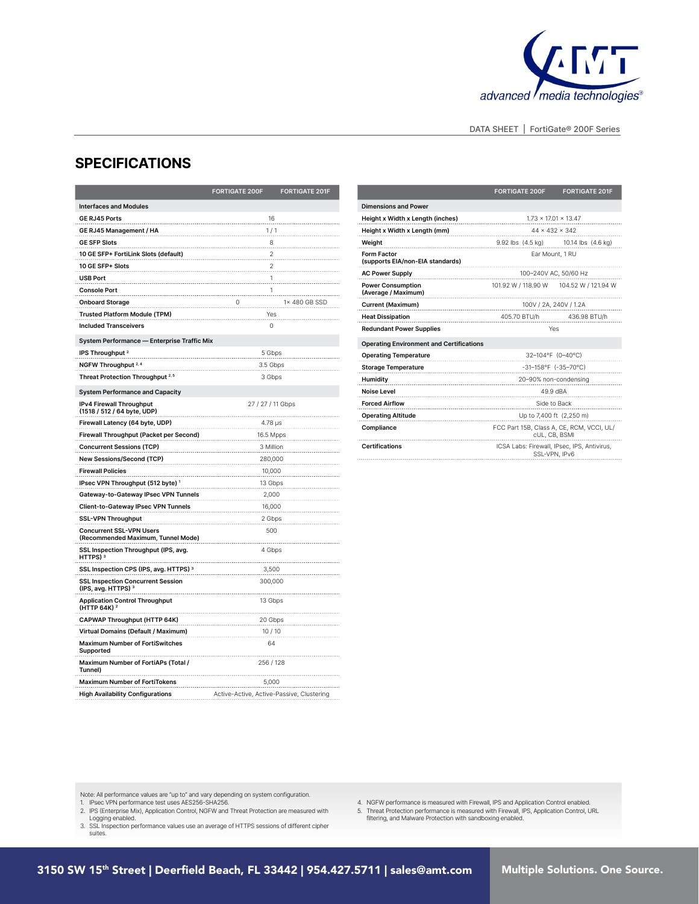## SPECIFICATIONS

| | FORTIGATE 200F | FORTIGATE 201F |
|---|---|---|
| **Interfaces and Modules** | | |
| GE RJ45 Ports | 16 | |
| GE RJ45 Management / HA | 1 / 1 | |
| GE SFP Slots | 8 | |
| 10 GE SFP+ FortiLink Slots (default) | 2 | |
| 10 GE SFP+ Slots | 2 | |
| USB Port | 1 | |
| Console Port | 1 | |
| Onboard Storage | 0 | 1× 480 GB SSD |
| Trusted Platform Module (TPM) | Yes | |
| Included Transceivers | 0 | |
| **System Performance — Enterprise Traffic Mix** | | |
| IPS Throughput [2] | 5 Gbps | |
| NGFW Throughput [2, 4] | 3.5 Gbps | |
| Threat Protection Throughput [2, 5] | 3 Gbps | |
| **System Performance and Capacity** | | |
| IPv4 Firewall Throughput (1518 / 512 / 64 byte, UDP) | 27 / 27 / 11 Gbps | |
| Firewall Latency (64 byte, UDP) | 4.78 μs | |
| Firewall Throughput (Packet per Second) | 16.5 Mpps | |
| Concurrent Sessions (TCP) | 3 Million | |
| New Sessions/Second (TCP) | 280,000 | |
| Firewall Policies | 10,000 | |
| IPsec VPN Throughput (512 byte) [1] | 13 Gbps | |
| Gateway-to-Gateway IPsec VPN Tunnels | 2,000 | |
| Client-to-Gateway IPsec VPN Tunnels | 16,000 | |
| SSL-VPN Throughput | 2 Gbps | |
| Concurrent SSL-VPN Users (Recommended Maximum, Tunnel Mode) | 500 | |
| SSL Inspection Throughput (IPS, avg. HTTPS) [3] | 4 Gbps | |
| SSL Inspection CPS (IPS, avg. HTTPS) [3] | 3,500 | |
| SSL Inspection Concurrent Session (IPS, avg. HTTPS) [3] | 300,000 | |
| Application Control Throughput (HTTP 64K) [2] | 13 Gbps | |
| CAPWAP Throughput (HTTP 64K) | 20 Gbps | |
| Virtual Domains (Default / Maximum) | 10 / 10 | |
| Maximum Number of FortiSwitches Supported | 64 | |
| Maximum Number of FortiAPs (Total / Tunnel) | 256 / 128 | |
| Maximum Number of FortiTokens | 5,000 | |
| High Availability Configurations | Active-Active, Active-Passive, Clustering | |

| | FORTIGATE 200F | FORTIGATE 201F |
|---|---|---|
| **Dimensions and Power** | | |
| Height x Width x Length (inches) | 1.73 × 17.01 × 13.47 | |
| Height x Width x Length (mm) | 44 × 432 × 342 | |
| Weight | 9.92 lbs (4.5 kg) | 10.14 lbs (4.6 kg) |
| Form Factor (supports EIA/non-EIA standards) | Ear Mount, 1 RU | |
| AC Power Supply | 100–240V AC, 50/60 Hz | |
| Power Consumption (Average / Maximum) | 101.92 W / 118.90 W | 104.52 W / 121.94 W |
| Current (Maximum) | 100V / 2A, 240V / 1.2A | |
| Heat Dissipation | 405.70 BTU/h | 436.98 BTU/h |
| Redundant Power Supplies | Yes | |
| **Operating Environment and Certifications** | | |
| Operating Temperature | 32–104°F (0–40°C) | |
| Storage Temperature | -31–158°F (-35–70°C) | |
| Humidity | 20–90% non-condensing | |
| Noise Level | 49.9 dBA | |
| Forced Airflow | Side to Back | |
| Operating Altitude | Up to 7,400 ft (2,250 m) | |
| Compliance | FCC Part 15B, Class A, CE, RCM, VCCI, UL/cUL, CB, BSMI | |
| Certifications | ICSA Labs: Firewall, IPsec, IPS, Antivirus, SSL-VPN, IPv6 | |

Note: All performance values are "up to" and vary depending on system configuration.

1. IPsec VPN performance test uses AES256-SHA256.
2. IPS (Enterprise Mix), Application Control, NGFW and Threat Protection are measured with Logging enabled.
3. SSL Inspection performance values use an average of HTTPS sessions of different cipher suites.
4. NGFW performance is measured with Firewall, IPS and Application Control enabled.
5. Threat Protection performance is measured with Firewall, IPS, Application Control, URL filtering, and Malware Protection with sandboxing enabled.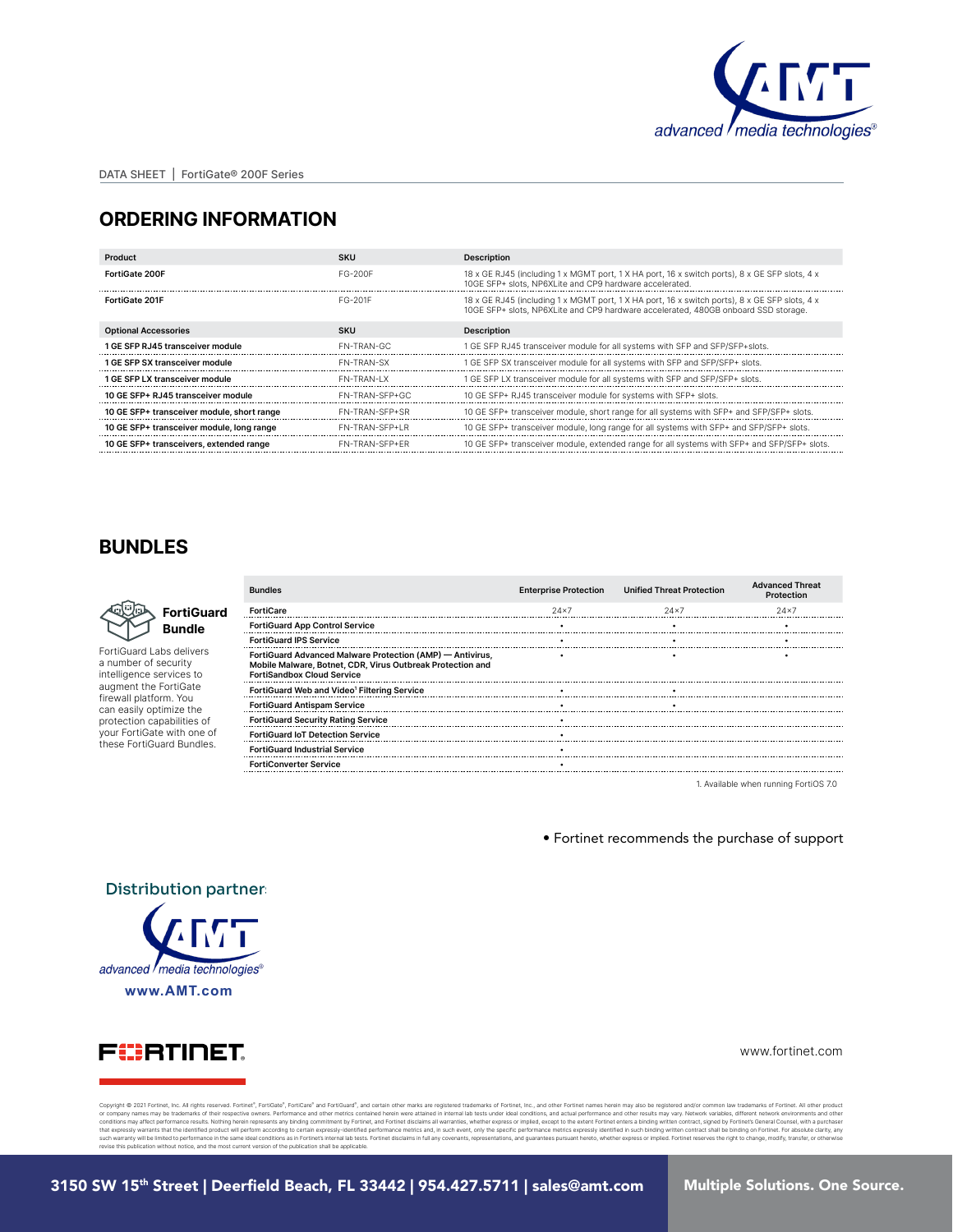## ORDERING INFORMATION

| Product | SKU | Description |
|---|---|---|
| **FortiGate 200F** | FG-200F | 18 x GE RJ45 (including 1 x MGMT port, 1 X HA port, 16 x switch ports), 8 x GE SFP slots, 4 x 10GE SFP+ slots, NP6XLite and CP9 hardware accelerated. |
| **FortiGate 201F** | FG-201F | 18 x GE RJ45 (including 1 x MGMT port, 1 X HA port, 16 x switch ports), 8 x GE SFP slots, 4 x 10GE SFP+ slots, NP6XLite and CP9 hardware accelerated, 480GB onboard SSD storage. |
| **Optional Accessories** | **SKU** | **Description** |
| **1 GE SFP RJ45 transceiver module** | FN-TRAN-GC | 1 GE SFP RJ45 transceiver module for all systems with SFP and SFP/SFP+slots. |
| **1 GE SFP SX transceiver module** | FN-TRAN-SX | 1 GE SFP SX transceiver module for all systems with SFP and SFP/SFP+ slots. |
| **1 GE SFP LX transceiver module** | FN-TRAN-LX | 1 GE SFP LX transceiver module for all systems with SFP and SFP/SFP+ slots. |
| **10 GE SFP+ RJ45 transceiver module** | FN-TRAN-SFP+GC | 10 GE SFP+ RJ45 transceiver module for systems with SFP+ slots. |
| **10 GE SFP+ transceiver module, short range** | FN-TRAN-SFP+SR | 10 GE SFP+ transceiver module, short range for all systems with SFP+ and SFP/SFP+ slots. |
| **10 GE SFP+ transceiver module, long range** | FN-TRAN-SFP+LR | 10 GE SFP+ transceiver module, long range for all systems with SFP+ and SFP/SFP+ slots. |
| **10 GE SFP+ transceivers, extended range** | FN-TRAN-SFP+ER | 10 GE SFP+ transceiver module, extended range for all systems with SFP+ and SFP/SFP+ slots. |

## BUNDLES

**FortiGuard Bundle**

FortiGuard Labs delivers a number of security intelligence services to augment the FortiGate firewall platform. You can easily optimize the protection capabilities of your FortiGate with one of these FortiGuard Bundles.

| Bundles | Enterprise Protection | Unified Threat Protection | Advanced Threat Protection |
|---|---|---|---|
| **FortiCare** | 24×7 | 24×7 | 24×7 |
| **FortiGuard App Control Service** | • | • | • |
| **FortiGuard IPS Service** | • | • | • |
| **FortiGuard Advanced Malware Protection (AMP) — Antivirus, Mobile Malware, Botnet, CDR, Virus Outbreak Protection and FortiSandbox Cloud Service** | • | • | • |
| **FortiGuard Web and Video[1] Filtering Service** | • | • | |
| **FortiGuard Antispam Service** | • | • | |
| **FortiGuard Security Rating Service** | • | | |
| **FortiGuard IoT Detection Service** | • | | |
| **FortiGuard Industrial Service** | • | | |
| **FortiConverter Service** | • | | |

1. Available when running FortiOS 7.0

• Fortinet recommends the purchase of support

Distribution partner:

www.AMT.com

www.fortinet.com

Copyright © 2021 Fortinet, Inc. All rights reserved. Fortinet®, FortiGate®, FortiCare® and FortiGuard®, and certain other marks are registered trademarks of Fortinet, Inc., and other Fortinet names herein may also be registered and/or common law trademarks of Fortinet. All other product or company names may be trademarks of their respective owners. Performance and other metrics contained herein were attained in internal lab tests under ideal conditions, and actual performance and other results may vary. Network variables, different network environments and other conditions may affect performance results. Nothing herein represents any binding commitment by Fortinet, and Fortinet disclaims all warranties, whether express or implied, except to the extent Fortinet enters a binding written contract, signed by Fortinet's General Counsel, with a purchaser that expressly warrants that the identified product will perform according to certain expressly-identified performance metrics and, in such event, only the specific performance metrics expressly identified in such binding written contract shall be binding on Fortinet. For absolute clarity, any such warranty will be limited to performance in the same ideal conditions as in Fortinet's internal lab tests. Fortinet disclaims in full any covenants, representations, and guarantees pursuant hereto, whether express or implied. Fortinet reserves the right to change, modify, transfer, or otherwise revise this publication without notice, and the most current version of the publication shall be applicable.

3150 SW 15th Street | Deerfield Beach, FL 33442 | 954.427.5711 | sales@amt.com

Multiple Solutions. One Source.